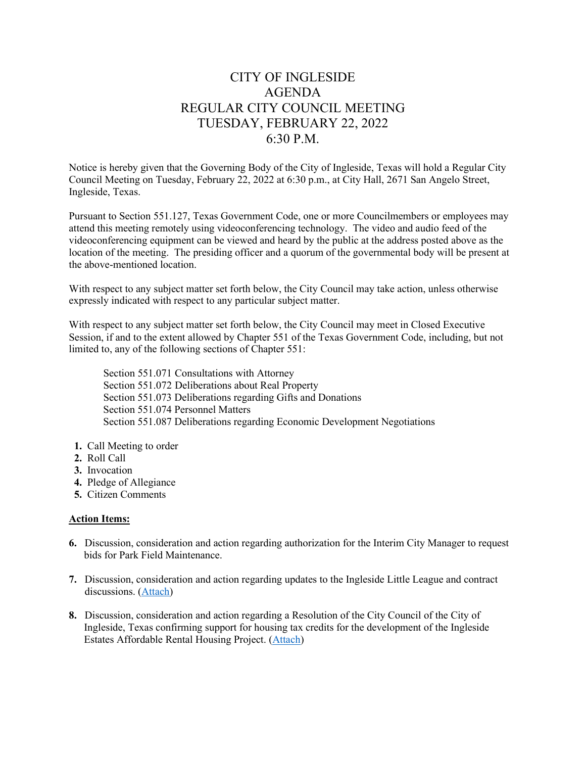# CITY OF INGLESIDE
# AGENDA
# REGULAR CITY COUNCIL MEETING
# TUESDAY, FEBRUARY 22, 2022
# 6:30 P.M.

Notice is hereby given that the Governing Body of the City of Ingleside, Texas will hold a Regular City Council Meeting on Tuesday, February 22, 2022 at 6:30 p.m., at City Hall, 2671 San Angelo Street, Ingleside, Texas.

Pursuant to Section 551.127, Texas Government Code, one or more Councilmembers or employees may attend this meeting remotely using videoconferencing technology. The video and audio feed of the videoconferencing equipment can be viewed and heard by the public at the address posted above as the location of the meeting. The presiding officer and a quorum of the governmental body will be present at the above-mentioned location.

With respect to any subject matter set forth below, the City Council may take action, unless otherwise expressly indicated with respect to any particular subject matter.

With respect to any subject matter set forth below, the City Council may meet in Closed Executive Session, if and to the extent allowed by Chapter 551 of the Texas Government Code, including, but not limited to, any of the following sections of Chapter 551:

Section 551.071 Consultations with Attorney
Section 551.072 Deliberations about Real Property
Section 551.073 Deliberations regarding Gifts and Donations
Section 551.074 Personnel Matters
Section 551.087 Deliberations regarding Economic Development Negotiations

1. Call Meeting to order
2. Roll Call
3. Invocation
4. Pledge of Allegiance
5. Citizen Comments

**Action Items:**

6. Discussion, consideration and action regarding authorization for the Interim City Manager to request bids for Park Field Maintenance.

7. Discussion, consideration and action regarding updates to the Ingleside Little League and contract discussions. (Attach)

8. Discussion, consideration and action regarding a Resolution of the City Council of the City of Ingleside, Texas confirming support for housing tax credits for the development of the Ingleside Estates Affordable Rental Housing Project. (Attach)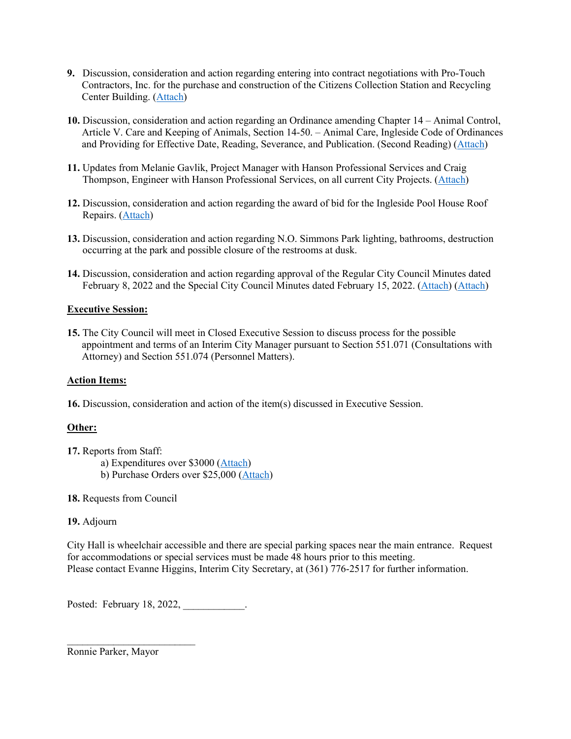9. Discussion, consideration and action regarding entering into contract negotiations with Pro-Touch Contractors, Inc. for the purchase and construction of the Citizens Collection Station and Recycling Center Building. (Attach)

10. Discussion, consideration and action regarding an Ordinance amending Chapter 14 – Animal Control, Article V. Care and Keeping of Animals, Section 14-50. – Animal Care, Ingleside Code of Ordinances and Providing for Effective Date, Reading, Severance, and Publication. (Second Reading) (Attach)

11. Updates from Melanie Gavlik, Project Manager with Hanson Professional Services and Craig Thompson, Engineer with Hanson Professional Services, on all current City Projects. (Attach)

12. Discussion, consideration and action regarding the award of bid for the Ingleside Pool House Roof Repairs. (Attach)

13. Discussion, consideration and action regarding N.O. Simmons Park lighting, bathrooms, destruction occurring at the park and possible closure of the restrooms at dusk.

14. Discussion, consideration and action regarding approval of the Regular City Council Minutes dated February 8, 2022 and the Special City Council Minutes dated February 15, 2022. (Attach) (Attach)

**Executive Session:**

15. The City Council will meet in Closed Executive Session to discuss process for the possible appointment and terms of an Interim City Manager pursuant to Section 551.071 (Consultations with Attorney) and Section 551.074 (Personnel Matters).

**Action Items:**

16. Discussion, consideration and action of the item(s) discussed in Executive Session.

**Other:**

17. Reports from Staff:
    a) Expenditures over $3000 (Attach)
    b) Purchase Orders over $25,000 (Attach)

18. Requests from Council

19. Adjourn

City Hall is wheelchair accessible and there are special parking spaces near the main entrance. Request for accommodations or special services must be made 48 hours prior to this meeting.
Please contact Evanne Higgins, Interim City Secretary, at (361) 776-2517 for further information.

Posted: February 18, 2022, ____________.

_________________________
Ronnie Parker, Mayor